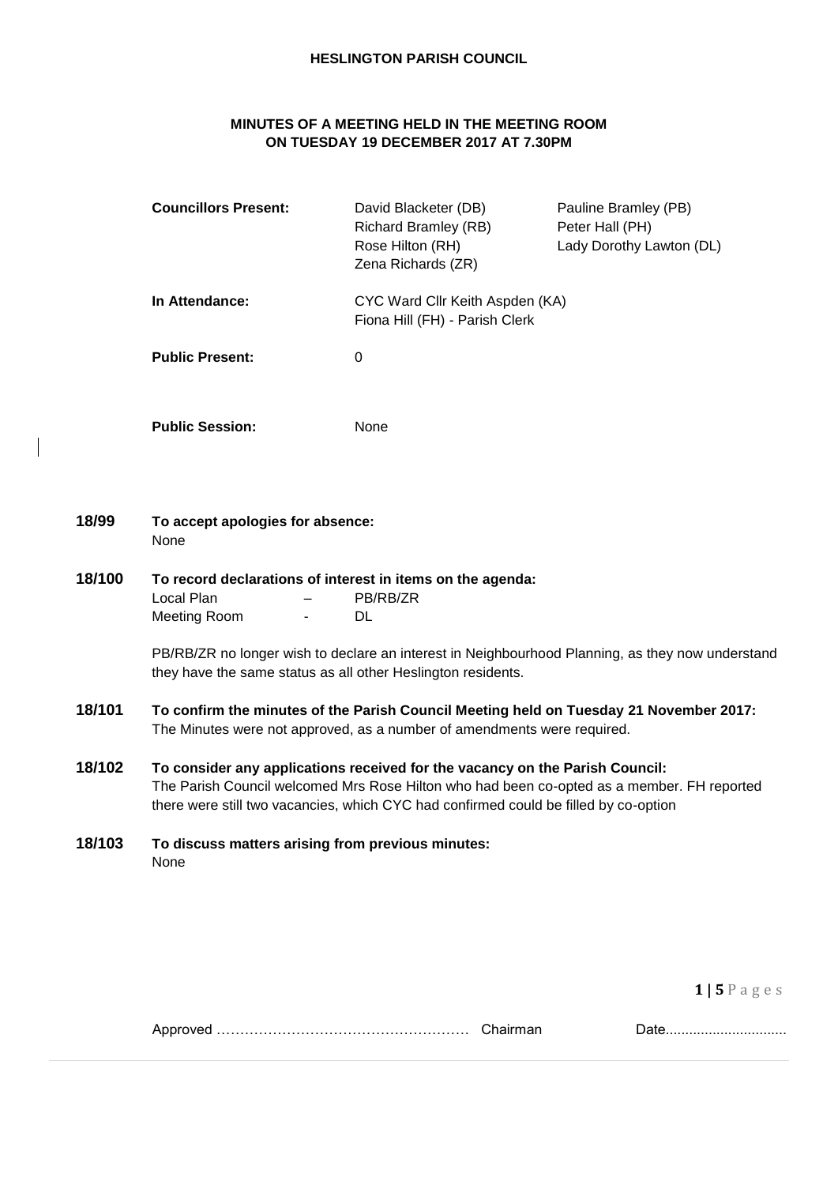**HESLINGTON PARISH COUNCIL**

**MINUTES OF A MEETING HELD IN THE MEETING ROOM ON TUESDAY 19 DECEMBER 2017 AT 7.30PM**

| | | |
|---|---|---|
| **Councillors Present:** | David Blacketer (DB)<br>Richard Bramley (RB)<br>Rose Hilton (RH)<br>Zena Richards (ZR) | Pauline Bramley (PB)<br>Peter Hall (PH)<br>Lady Dorothy Lawton (DL) |
| **In Attendance:** | CYC Ward Cllr Keith Aspden (KA)<br>Fiona Hill (FH) - Parish Clerk | |
| **Public Present:** | 0 | |
| **Public Session:** | None | |

**18/99 To accept apologies for absence:**
None

**18/100 To record declarations of interest in items on the agenda:**

| | | |
|---|---|---|
| Local Plan | – | PB/RB/ZR |
| Meeting Room | - | DL |

PB/RB/ZR no longer wish to declare an interest in Neighbourhood Planning, as they now understand they have the same status as all other Heslington residents.

**18/101 To confirm the minutes of the Parish Council Meeting held on Tuesday 21 November 2017:**
The Minutes were not approved, as a number of amendments were required.

**18/102 To consider any applications received for the vacancy on the Parish Council:**
The Parish Council welcomed Mrs Rose Hilton who had been co-opted as a member. FH reported there were still two vacancies, which CYC had confirmed could be filled by co-option

**18/103 To discuss matters arising from previous minutes:**
None

Approved …………………………………………… Chairman Date..............................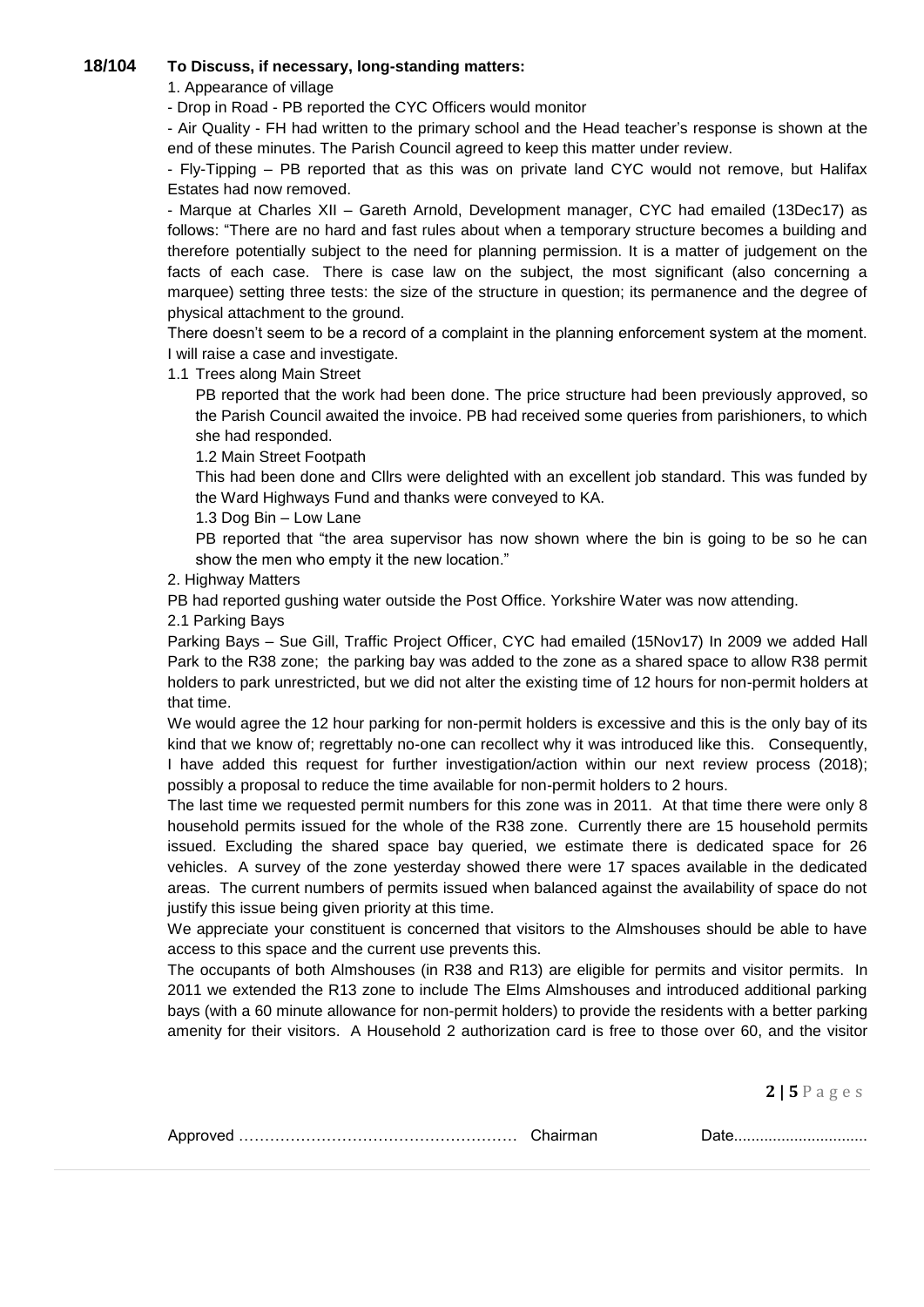**18/104 To Discuss, if necessary, long-standing matters:**

1. Appearance of village

- Drop in Road - PB reported the CYC Officers would monitor
- Air Quality - FH had written to the primary school and the Head teacher's response is shown at the end of these minutes. The Parish Council agreed to keep this matter under review.
- Fly-Tipping – PB reported that as this was on private land CYC would not remove, but Halifax Estates had now removed.
- Marque at Charles XII – Gareth Arnold, Development manager, CYC had emailed (13Dec17) as follows: "There are no hard and fast rules about when a temporary structure becomes a building and therefore potentially subject to the need for planning permission. It is a matter of judgement on the facts of each case. There is case law on the subject, the most significant (also concerning a marquee) setting three tests: the size of the structure in question; its permanence and the degree of physical attachment to the ground.

There doesn't seem to be a record of a complaint in the planning enforcement system at the moment. I will raise a case and investigate.

1.1 Trees along Main Street

PB reported that the work had been done. The price structure had been previously approved, so the Parish Council awaited the invoice. PB had received some queries from parishioners, to which she had responded.

1.2 Main Street Footpath

This had been done and Cllrs were delighted with an excellent job standard. This was funded by the Ward Highways Fund and thanks were conveyed to KA.

1.3 Dog Bin – Low Lane

PB reported that "the area supervisor has now shown where the bin is going to be so he can show the men who empty it the new location."

2. Highway Matters

PB had reported gushing water outside the Post Office. Yorkshire Water was now attending.

2.1 Parking Bays

Parking Bays – Sue Gill, Traffic Project Officer, CYC had emailed (15Nov17) In 2009 we added Hall Park to the R38 zone; the parking bay was added to the zone as a shared space to allow R38 permit holders to park unrestricted, but we did not alter the existing time of 12 hours for non-permit holders at that time.

We would agree the 12 hour parking for non-permit holders is excessive and this is the only bay of its kind that we know of; regrettably no-one can recollect why it was introduced like this. Consequently, I have added this request for further investigation/action within our next review process (2018); possibly a proposal to reduce the time available for non-permit holders to 2 hours.

The last time we requested permit numbers for this zone was in 2011. At that time there were only 8 household permits issued for the whole of the R38 zone. Currently there are 15 household permits issued. Excluding the shared space bay queried, we estimate there is dedicated space for 26 vehicles. A survey of the zone yesterday showed there were 17 spaces available in the dedicated areas. The current numbers of permits issued when balanced against the availability of space do not justify this issue being given priority at this time.

We appreciate your constituent is concerned that visitors to the Almshouses should be able to have access to this space and the current use prevents this.

The occupants of both Almshouses (in R38 and R13) are eligible for permits and visitor permits. In 2011 we extended the R13 zone to include The Elms Almshouses and introduced additional parking bays (with a 60 minute allowance for non-permit holders) to provide the residents with a better parking amenity for their visitors. A Household 2 authorization card is free to those over 60, and the visitor

Approved …………………………………………… Chairman Date...............................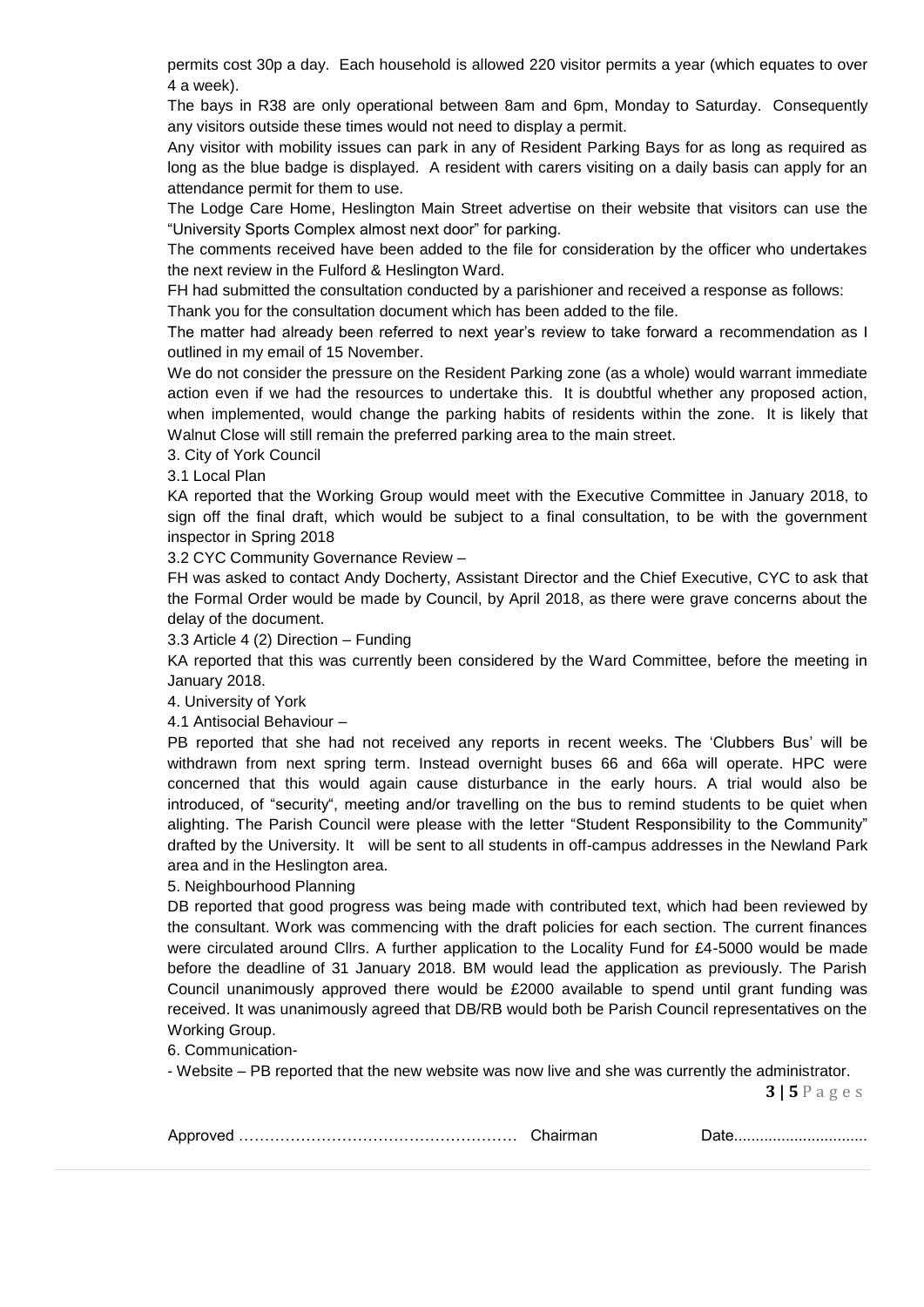permits cost 30p a day. Each household is allowed 220 visitor permits a year (which equates to over 4 a week).

The bays in R38 are only operational between 8am and 6pm, Monday to Saturday. Consequently any visitors outside these times would not need to display a permit.

Any visitor with mobility issues can park in any of Resident Parking Bays for as long as required as long as the blue badge is displayed. A resident with carers visiting on a daily basis can apply for an attendance permit for them to use.

The Lodge Care Home, Heslington Main Street advertise on their website that visitors can use the "University Sports Complex almost next door" for parking.

The comments received have been added to the file for consideration by the officer who undertakes the next review in the Fulford & Heslington Ward.

FH had submitted the consultation conducted by a parishioner and received a response as follows:

Thank you for the consultation document which has been added to the file.

The matter had already been referred to next year's review to take forward a recommendation as I outlined in my email of 15 November.

We do not consider the pressure on the Resident Parking zone (as a whole) would warrant immediate action even if we had the resources to undertake this. It is doubtful whether any proposed action, when implemented, would change the parking habits of residents within the zone. It is likely that Walnut Close will still remain the preferred parking area to the main street.

3. City of York Council

3.1 Local Plan

KA reported that the Working Group would meet with the Executive Committee in January 2018, to sign off the final draft, which would be subject to a final consultation, to be with the government inspector in Spring 2018

3.2 CYC Community Governance Review –

FH was asked to contact Andy Docherty, Assistant Director and the Chief Executive, CYC to ask that the Formal Order would be made by Council, by April 2018, as there were grave concerns about the delay of the document.

3.3 Article 4 (2) Direction – Funding

KA reported that this was currently been considered by the Ward Committee, before the meeting in January 2018.

4. University of York

4.1 Antisocial Behaviour –

PB reported that she had not received any reports in recent weeks. The 'Clubbers Bus' will be withdrawn from next spring term. Instead overnight buses 66 and 66a will operate. HPC were concerned that this would again cause disturbance in the early hours. A trial would also be introduced, of "security", meeting and/or travelling on the bus to remind students to be quiet when alighting. The Parish Council were please with the letter "Student Responsibility to the Community" drafted by the University. It will be sent to all students in off-campus addresses in the Newland Park area and in the Heslington area.

5. Neighbourhood Planning

DB reported that good progress was being made with contributed text, which had been reviewed by the consultant. Work was commencing with the draft policies for each section. The current finances were circulated around Cllrs. A further application to the Locality Fund for £4-5000 would be made before the deadline of 31 January 2018. BM would lead the application as previously. The Parish Council unanimously approved there would be £2000 available to spend until grant funding was received. It was unanimously agreed that DB/RB would both be Parish Council representatives on the Working Group.

6. Communication-

- Website – PB reported that the new website was now live and she was currently the administrator.

Approved ……………………………………………… Chairman Date..............................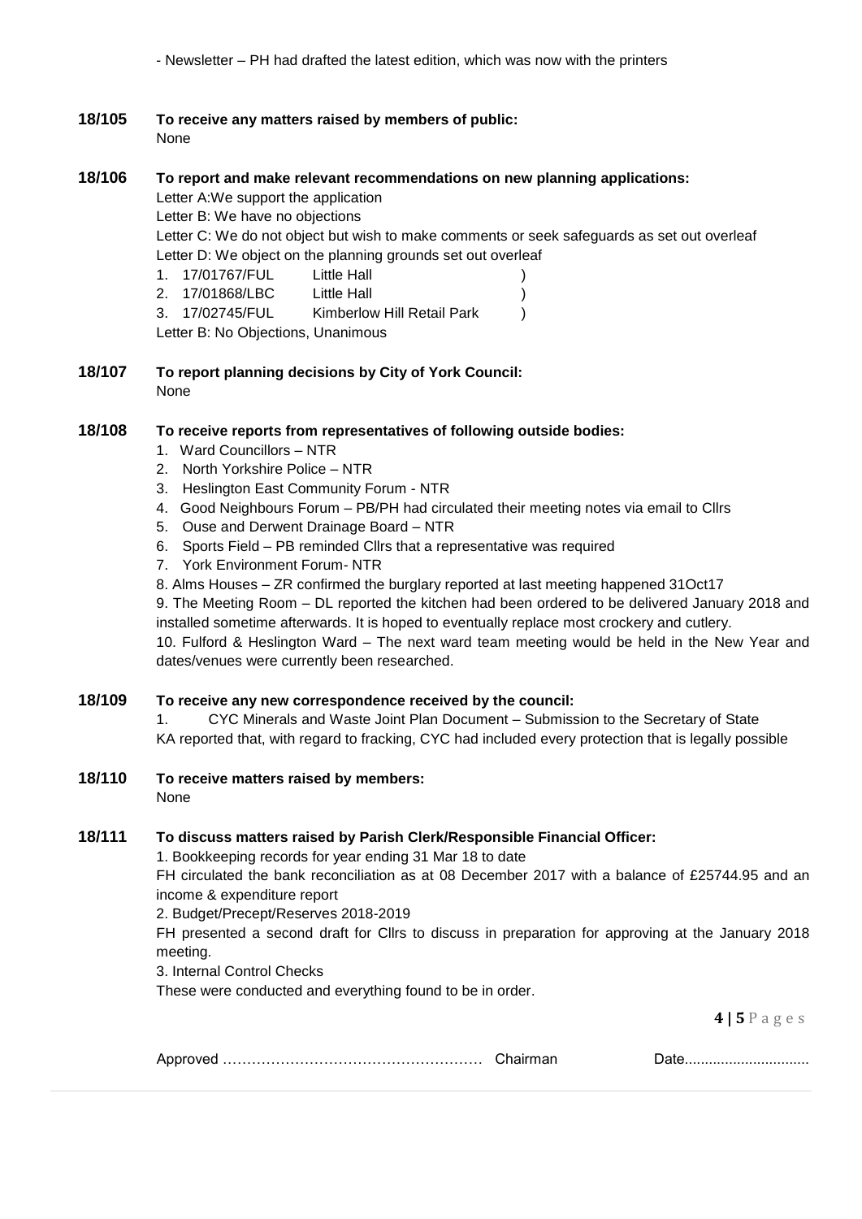- Newsletter – PH had drafted the latest edition, which was now with the printers

**18/105 To receive any matters raised by members of public:**

None

**18/106 To report and make relevant recommendations on new planning applications:**

Letter A:We support the application

Letter B: We have no objections

Letter C: We do not object but wish to make comments or seek safeguards as set out overleaf

Letter D: We object on the planning grounds set out overleaf

1. 17/01767/FUL Little Hall )
2. 17/01868/LBC Little Hall )
3. 17/02745/FUL Kimberlow Hill Retail Park )

Letter B: No Objections, Unanimous

**18/107 To report planning decisions by City of York Council:**

None

**18/108 To receive reports from representatives of following outside bodies:**

1. Ward Councillors – NTR
2. North Yorkshire Police – NTR
3. Heslington East Community Forum - NTR
4. Good Neighbours Forum – PB/PH had circulated their meeting notes via email to Cllrs
5. Ouse and Derwent Drainage Board – NTR
6. Sports Field – PB reminded Cllrs that a representative was required
7. York Environment Forum- NTR
8. Alms Houses – ZR confirmed the burglary reported at last meeting happened 31Oct17
9. The Meeting Room – DL reported the kitchen had been ordered to be delivered January 2018 and installed sometime afterwards. It is hoped to eventually replace most crockery and cutlery.
10. Fulford & Heslington Ward – The next ward team meeting would be held in the New Year and dates/venues were currently been researched.

**18/109 To receive any new correspondence received by the council:**

1. CYC Minerals and Waste Joint Plan Document – Submission to the Secretary of State

KA reported that, with regard to fracking, CYC had included every protection that is legally possible

**18/110 To receive matters raised by members:**

None

**18/111 To discuss matters raised by Parish Clerk/Responsible Financial Officer:**

1. Bookkeeping records for year ending 31 Mar 18 to date

FH circulated the bank reconciliation as at 08 December 2017 with a balance of £25744.95 and an income & expenditure report

2. Budget/Precept/Reserves 2018-2019

FH presented a second draft for Cllrs to discuss in preparation for approving at the January 2018 meeting.

3. Internal Control Checks

These were conducted and everything found to be in order.

Approved ……………………………………………… Chairman Date..............................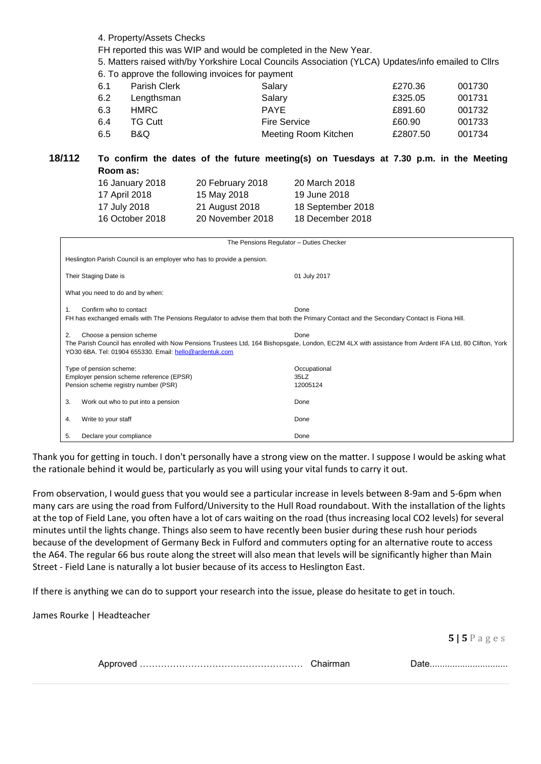4. Property/Assets Checks

FH reported this was WIP and would be completed in the New Year.

5. Matters raised with/by Yorkshire Local Councils Association (YLCA) Updates/info emailed to Cllrs

6. To approve the following invoices for payment

| | | | | |
|---|---|---|---|---|
| 6.1 | Parish Clerk | Salary | £270.36 | 001730 |
| 6.2 | Lengthsman | Salary | £325.05 | 001731 |
| 6.3 | HMRC | PAYE | £891.60 | 001732 |
| 6.4 | TG Cutt | Fire Service | £60.90 | 001733 |
| 6.5 | B&Q | Meeting Room Kitchen | £2807.50 | 001734 |

**18/112 To confirm the dates of the future meeting(s) on Tuesdays at 7.30 p.m. in the Meeting Room as:**

| | | |
|---|---|---|
| 16 January 2018 | 20 February 2018 | 20 March 2018 |
| 17 April 2018 | 15 May 2018 | 19 June 2018 |
| 17 July 2018 | 21 August 2018 | 18 September 2018 |
| 16 October 2018 | 20 November 2018 | 18 December 2018 |

The Pensions Regulator – Duties Checker

Heslington Parish Council is an employer who has to provide a pension.

| | |
|---|---|
| Their Staging Date is | 01 July 2017 |
| What you need to do and by when: | |
| 1. Confirm who to contact | Done |
| FH has exchanged emails with The Pensions Regulator to advise them that both the Primary Contact and the Secondary Contact is Fiona Hill. | |
| 2. Choose a pension scheme | Done |
| The Parish Council has enrolled with Now Pensions Trustees Ltd, 164 Bishopsgate, London, EC2M 4LX with assistance from Ardent IFA Ltd, 80 Clifton, York YO30 6BA. Tel: 01904 655330. Email: hello@ardentuk.com | |
| Type of pension scheme: | Occupational |
| Employer pension scheme reference (EPSR) | 35LZ |
| Pension scheme registry number (PSR) | 12005124 |
| 3. Work out who to put into a pension | Done |
| 4. Write to your staff | Done |
| 5. Declare your compliance | Done |

Thank you for getting in touch. I don't personally have a strong view on the matter. I suppose I would be asking what the rationale behind it would be, particularly as you will using your vital funds to carry it out.

From observation, I would guess that you would see a particular increase in levels between 8-9am and 5-6pm when many cars are using the road from Fulford/University to the Hull Road roundabout. With the installation of the lights at the top of Field Lane, you often have a lot of cars waiting on the road (thus increasing local CO2 levels) for several minutes until the lights change. Things also seem to have recently been busier during these rush hour periods because of the development of Germany Beck in Fulford and commuters opting for an alternative route to access the A64. The regular 66 bus route along the street will also mean that levels will be significantly higher than Main Street - Field Lane is naturally a lot busier because of its access to Heslington East.

If there is anything we can do to support your research into the issue, please do hesitate to get in touch.

James Rourke | Headteacher

Approved ……………………………………………… Chairman Date..............................